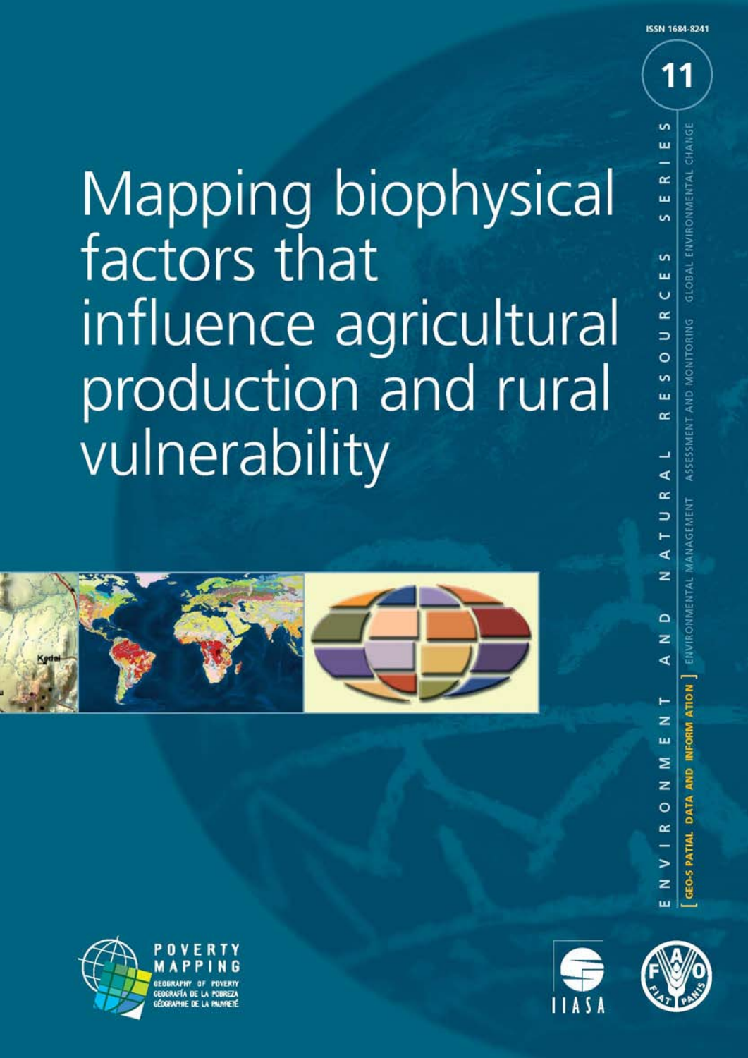ISSN 1684-8241

11

# Mapping biophysical factors that influence agricultural production and rural vulnerability

ENVIRONMENT AND NATURAL RESOURCES SERIES

GLOBAL ENVIRONMENTAL CHANGE

ASSESSMENT AND MONITORING

ENVIRONMENTAL MANAGEMENT

[ GEO-SPATIAL DATA AND INFORMATION ]

POVERTY MAPPING

GEOGRAPHY OF POVERTY
GEOGRAFÍA DE LA POBREZA
GÉOGRAPHIE DE LA PAUVRETÉ

IIASA

FIAT PANIS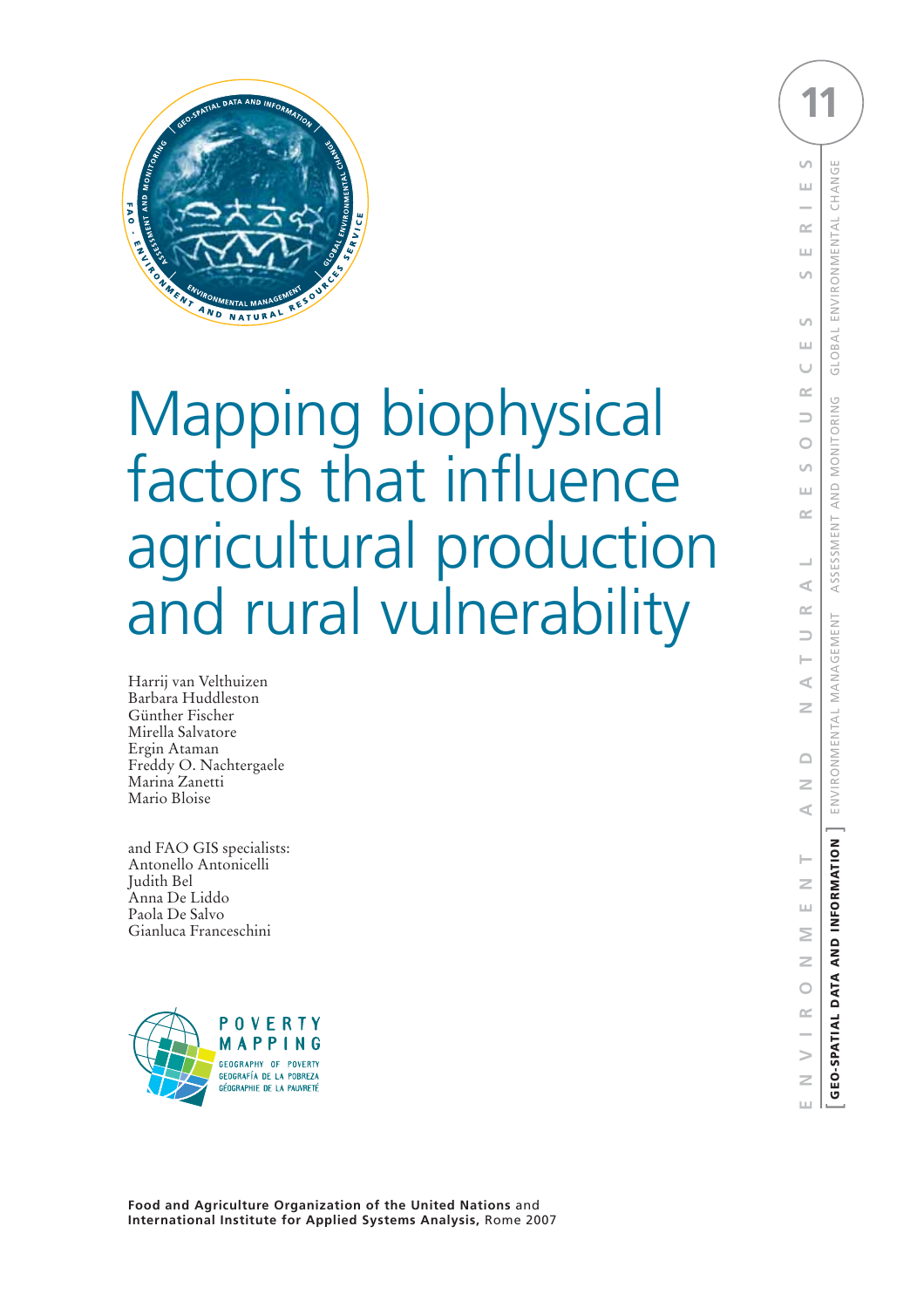# Mapping biophysical factors that influence agricultural production and rural vulnerability

Harrij van Velthuizen
Barbara Huddleston
Günther Fischer
Mirella Salvatore
Ergin Ataman
Freddy O. Nachtergaele
Marina Zanetti
Mario Bloise

and FAO GIS specialists:
Antonello Antonicelli
Judith Bel
Anna De Liddo
Paola De Salvo
Gianluca Franceschini

**Food and Agriculture Organization of the United Nations** and
**International Institute for Applied Systems Analysis,** Rome 2007

ENVIRONMENT AND NATURAL RESOURCES SERIES 11

GEO-SPATIAL DATA AND INFORMATION | ENVIRONMENTAL MANAGEMENT | ASSESSMENT AND MONITORING | GLOBAL ENVIRONMENTAL CHANGE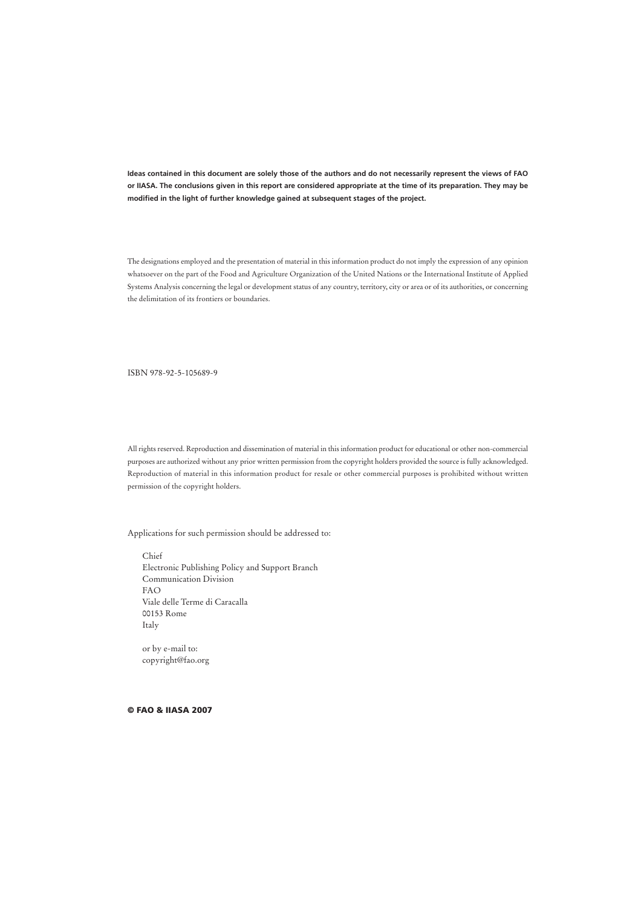**Ideas contained in this document are solely those of the authors and do not necessarily represent the views of FAO or IIASA. The conclusions given in this report are considered appropriate at the time of its preparation. They may be modified in the light of further knowledge gained at subsequent stages of the project.**

The designations employed and the presentation of material in this information product do not imply the expression of any opinion whatsoever on the part of the Food and Agriculture Organization of the United Nations or the International Institute of Applied Systems Analysis concerning the legal or development status of any country, territory, city or area or of its authorities, or concerning the delimitation of its frontiers or boundaries.

ISBN 978-92-5-105689-9

All rights reserved. Reproduction and dissemination of material in this information product for educational or other non-commercial purposes are authorized without any prior written permission from the copyright holders provided the source is fully acknowledged. Reproduction of material in this information product for resale or other commercial purposes is prohibited without written permission of the copyright holders.

Applications for such permission should be addressed to:

Chief  
Electronic Publishing Policy and Support Branch  
Communication Division  
FAO  
Viale delle Terme di Caracalla  
00153 Rome  
Italy

or by e-mail to:  
copyright@fao.org

**© FAO & IIASA 2007**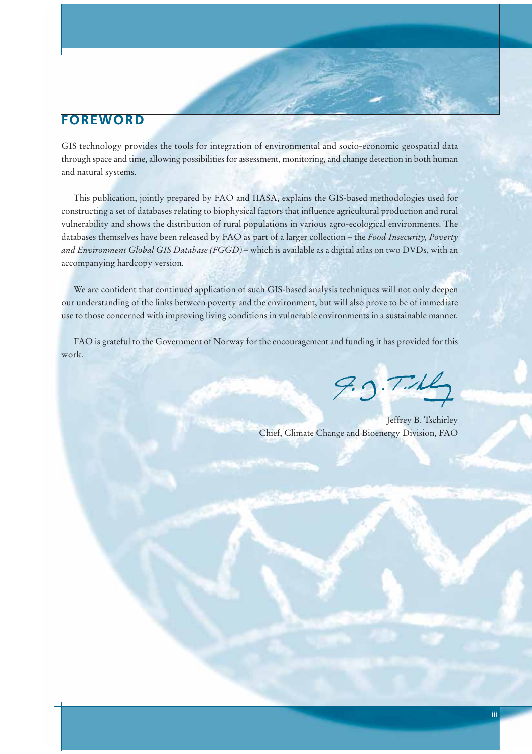# FOREWORD

GIS technology provides the tools for integration of environmental and socio-economic geospatial data through space and time, allowing possibilities for assessment, monitoring, and change detection in both human and natural systems.

This publication, jointly prepared by FAO and IIASA, explains the GIS-based methodologies used for constructing a set of databases relating to biophysical factors that influence agricultural production and rural vulnerability and shows the distribution of rural populations in various agro-ecological environments. The databases themselves have been released by FAO as part of a larger collection – the *Food Insecurity, Poverty and Environment Global GIS Database (FGGD)* – which is available as a digital atlas on two DVDs, with an accompanying hardcopy version.

We are confident that continued application of such GIS-based analysis techniques will not only deepen our understanding of the links between poverty and the environment, but will also prove to be of immediate use to those concerned with improving living conditions in vulnerable environments in a sustainable manner.

FAO is grateful to the Government of Norway for the encouragement and funding it has provided for this work.

Jeffrey B. Tschirley
Chief, Climate Change and Bioenergy Division, FAO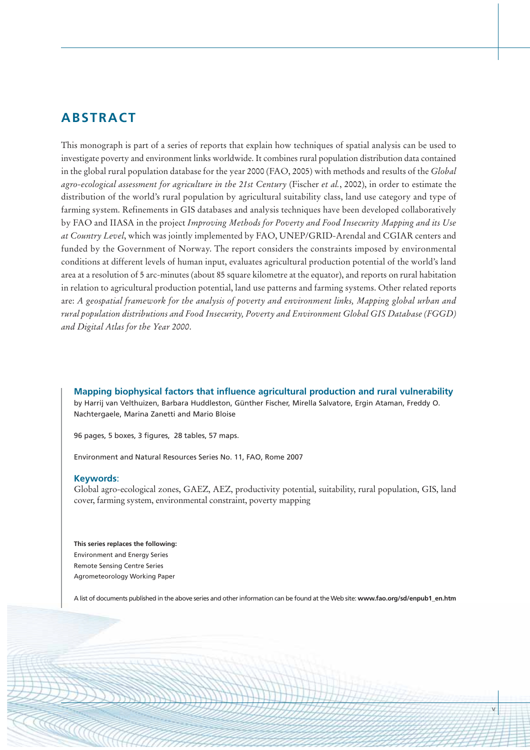# ABSTRACT

This monograph is part of a series of reports that explain how techniques of spatial analysis can be used to investigate poverty and environment links worldwide. It combines rural population distribution data contained in the global rural population database for the year 2000 (FAO, 2005) with methods and results of the *Global agro-ecological assessment for agriculture in the 21st Century* (Fischer *et al.*, 2002), in order to estimate the distribution of the world's rural population by agricultural suitability class, land use category and type of farming system. Refinements in GIS databases and analysis techniques have been developed collaboratively by FAO and IIASA in the project *Improving Methods for Poverty and Food Insecurity Mapping and its Use at Country Level*, which was jointly implemented by FAO, UNEP/GRID-Arendal and CGIAR centers and funded by the Government of Norway. The report considers the constraints imposed by environmental conditions at different levels of human input, evaluates agricultural production potential of the world's land area at a resolution of 5 arc-minutes (about 85 square kilometre at the equator), and reports on rural habitation in relation to agricultural production potential, land use patterns and farming systems. Other related reports are: *A geospatial framework for the analysis of poverty and environment links, Mapping global urban and rural population distributions and Food Insecurity, Poverty and Environment Global GIS Database (FGGD) and Digital Atlas for the Year 2000*.

**Mapping biophysical factors that influence agricultural production and rural vulnerability**
by Harrij van Velthuizen, Barbara Huddleston, Günther Fischer, Mirella Salvatore, Ergin Ataman, Freddy O. Nachtergaele, Marina Zanetti and Mario Bloise

96 pages, 5 boxes, 3 figures, 28 tables, 57 maps.

Environment and Natural Resources Series No. 11, FAO, Rome 2007

**Keywords**:
Global agro-ecological zones, GAEZ, AEZ, productivity potential, suitability, rural population, GIS, land cover, farming system, environmental constraint, poverty mapping

**This series replaces the following:**
Environment and Energy Series
Remote Sensing Centre Series
Agrometeorology Working Paper

A list of documents published in the above series and other information can be found at the Web site: **www.fao.org/sd/enpub1_en.htm**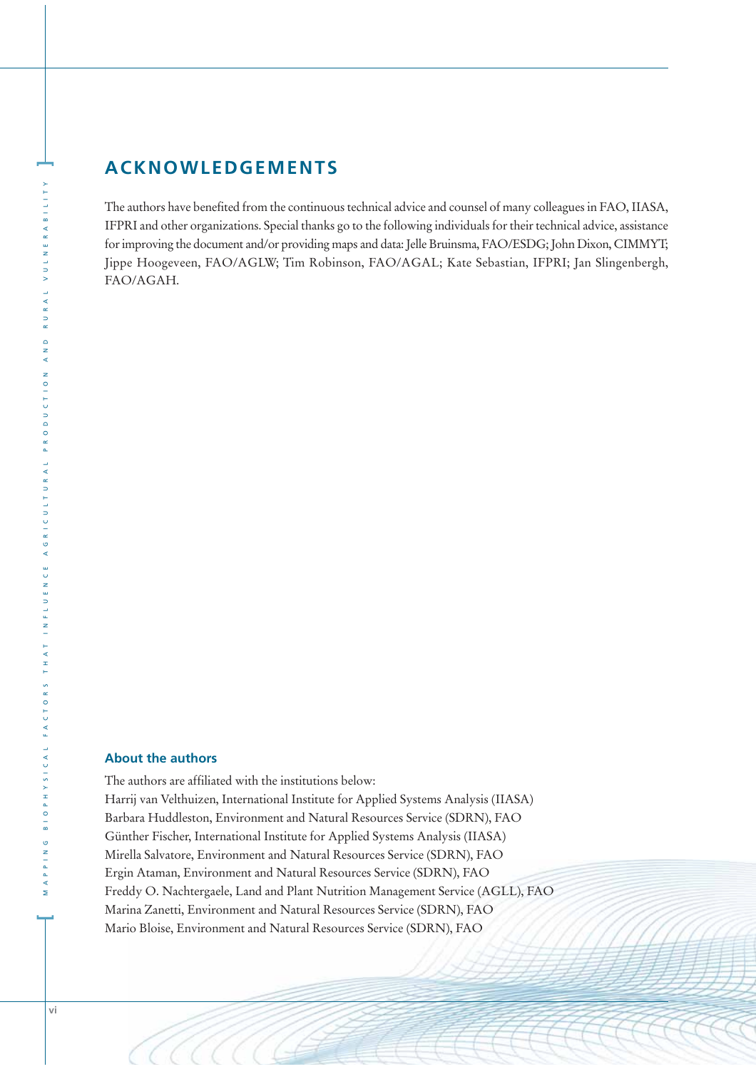# ACKNOWLEDGEMENTS

The authors have benefited from the continuous technical advice and counsel of many colleagues in FAO, IIASA, IFPRI and other organizations. Special thanks go to the following individuals for their technical advice, assistance for improving the document and/or providing maps and data: Jelle Bruinsma, FAO/ESDG; John Dixon, CIMMYT; Jippe Hoogeveen, FAO/AGLW; Tim Robinson, FAO/AGAL; Kate Sebastian, IFPRI; Jan Slingenbergh, FAO/AGAH.

## About the authors

The authors are affiliated with the institutions below:

Harrij van Velthuizen, International Institute for Applied Systems Analysis (IIASA)
Barbara Huddleston, Environment and Natural Resources Service (SDRN), FAO
Günther Fischer, International Institute for Applied Systems Analysis (IIASA)
Mirella Salvatore, Environment and Natural Resources Service (SDRN), FAO
Ergin Ataman, Environment and Natural Resources Service (SDRN), FAO
Freddy O. Nachtergaele, Land and Plant Nutrition Management Service (AGLL), FAO
Marina Zanetti, Environment and Natural Resources Service (SDRN), FAO
Mario Bloise, Environment and Natural Resources Service (SDRN), FAO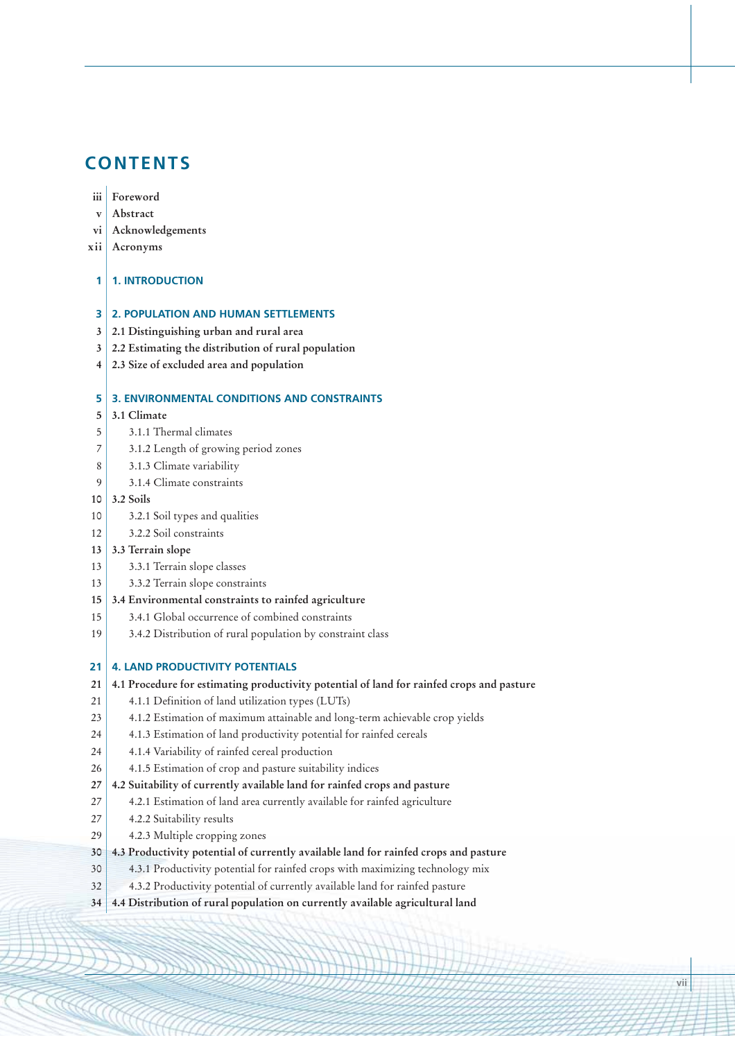# CONTENTS

| | |
|---|---|
| iii | Foreword |
| v | Abstract |
| vi | Acknowledgements |
| xii | Acronyms |
| | |
| 1 | **1. INTRODUCTION** |
| | |
| 3 | **2. POPULATION AND HUMAN SETTLEMENTS** |
| 3 | **2.1 Distinguishing urban and rural area** |
| 3 | **2.2 Estimating the distribution of rural population** |
| 4 | **2.3 Size of excluded area and population** |
| | |
| 5 | **3. ENVIRONMENTAL CONDITIONS AND CONSTRAINTS** |
| 5 | **3.1 Climate** |
| 5 | 3.1.1 Thermal climates |
| 7 | 3.1.2 Length of growing period zones |
| 8 | 3.1.3 Climate variability |
| 9 | 3.1.4 Climate constraints |
| 10 | **3.2 Soils** |
| 10 | 3.2.1 Soil types and qualities |
| 12 | 3.2.2 Soil constraints |
| 13 | **3.3 Terrain slope** |
| 13 | 3.3.1 Terrain slope classes |
| 13 | 3.3.2 Terrain slope constraints |
| 15 | **3.4 Environmental constraints to rainfed agriculture** |
| 15 | 3.4.1 Global occurrence of combined constraints |
| 19 | 3.4.2 Distribution of rural population by constraint class |
| | |
| 21 | **4. LAND PRODUCTIVITY POTENTIALS** |
| 21 | **4.1 Procedure for estimating productivity potential of land for rainfed crops and pasture** |
| 21 | 4.1.1 Definition of land utilization types (LUTs) |
| 23 | 4.1.2 Estimation of maximum attainable and long-term achievable crop yields |
| 24 | 4.1.3 Estimation of land productivity potential for rainfed cereals |
| 24 | 4.1.4 Variability of rainfed cereal production |
| 26 | 4.1.5 Estimation of crop and pasture suitability indices |
| 27 | **4.2 Suitability of currently available land for rainfed crops and pasture** |
| 27 | 4.2.1 Estimation of land area currently available for rainfed agriculture |
| 27 | 4.2.2 Suitability results |
| 29 | 4.2.3 Multiple cropping zones |
| 30 | **4.3 Productivity potential of currently available land for rainfed crops and pasture** |
| 30 | 4.3.1 Productivity potential for rainfed crops with maximizing technology mix |
| 32 | 4.3.2 Productivity potential of currently available land for rainfed pasture |
| 34 | **4.4 Distribution of rural population on currently available agricultural land** |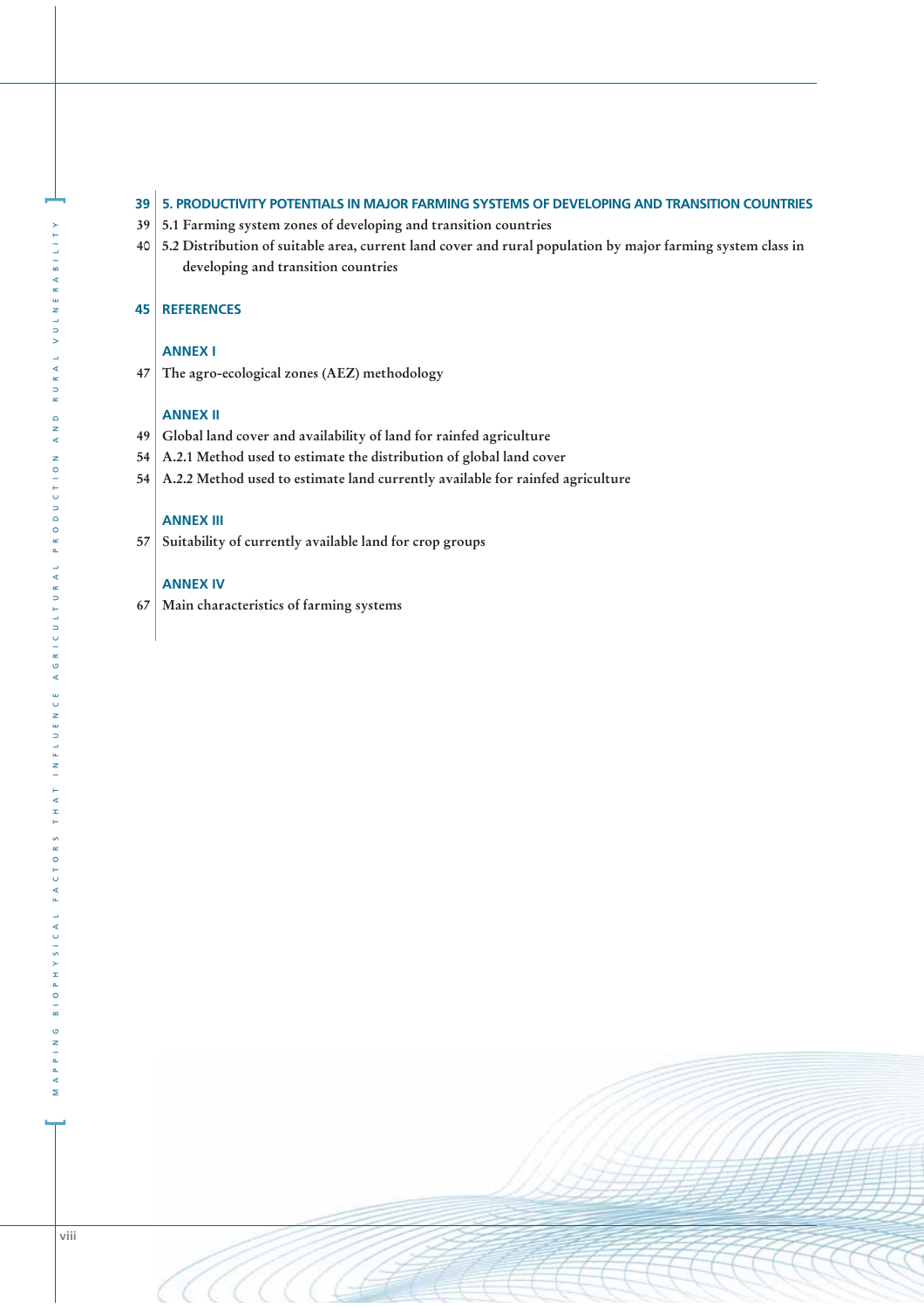39 **5. PRODUCTIVITY POTENTIALS IN MAJOR FARMING SYSTEMS OF DEVELOPING AND TRANSITION COUNTRIES**

39 5.1 Farming system zones of developing and transition countries

40 5.2 Distribution of suitable area, current land cover and rural population by major farming system class in developing and transition countries

45 **REFERENCES**

**ANNEX I**

47 The agro-ecological zones (AEZ) methodology

**ANNEX II**

49 Global land cover and availability of land for rainfed agriculture

54 A.2.1 Method used to estimate the distribution of global land cover

54 A.2.2 Method used to estimate land currently available for rainfed agriculture

**ANNEX III**

57 Suitability of currently available land for crop groups

**ANNEX IV**

67 Main characteristics of farming systems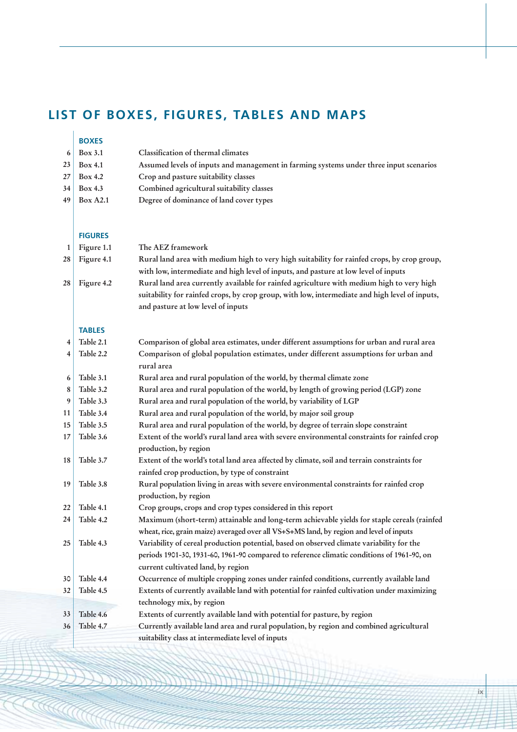# LIST OF BOXES, FIGURES, TABLES AND MAPS

## BOXES

| Page | Box | Title |
|---|---|---|
| 6 | Box 3.1 | Classification of thermal climates |
| 23 | Box 4.1 | Assumed levels of inputs and management in farming systems under three input scenarios |
| 27 | Box 4.2 | Crop and pasture suitability classes |
| 34 | Box 4.3 | Combined agricultural suitability classes |
| 49 | Box A2.1 | Degree of dominance of land cover types |

## FIGURES

| Page | Figure | Title |
|---|---|---|
| 1 | Figure 1.1 | The AEZ framework |
| 28 | Figure 4.1 | Rural land area with medium high to very high suitability for rainfed crops, by crop group, with low, intermediate and high level of inputs, and pasture at low level of inputs |
| 28 | Figure 4.2 | Rural land area currently available for rainfed agriculture with medium high to very high suitability for rainfed crops, by crop group, with low, intermediate and high level of inputs, and pasture at low level of inputs |

## TABLES

| Page | Table | Title |
|---|---|---|
| 4 | Table 2.1 | Comparison of global area estimates, under different assumptions for urban and rural area |
| 4 | Table 2.2 | Comparison of global population estimates, under different assumptions for urban and rural area |
| 6 | Table 3.1 | Rural area and rural population of the world, by thermal climate zone |
| 8 | Table 3.2 | Rural area and rural population of the world, by length of growing period (LGP) zone |
| 9 | Table 3.3 | Rural area and rural population of the world, by variability of LGP |
| 11 | Table 3.4 | Rural area and rural population of the world, by major soil group |
| 15 | Table 3.5 | Rural area and rural population of the world, by degree of terrain slope constraint |
| 17 | Table 3.6 | Extent of the world's rural land area with severe environmental constraints for rainfed crop production, by region |
| 18 | Table 3.7 | Extent of the world's total land area affected by climate, soil and terrain constraints for rainfed crop production, by type of constraint |
| 19 | Table 3.8 | Rural population living in areas with severe environmental constraints for rainfed crop production, by region |
| 22 | Table 4.1 | Crop groups, crops and crop types considered in this report |
| 24 | Table 4.2 | Maximum (short-term) attainable and long-term achievable yields for staple cereals (rainfed wheat, rice, grain maize) averaged over all VS+S+MS land, by region and level of inputs |
| 25 | Table 4.3 | Variability of cereal production potential, based on observed climate variability for the periods 1901-30, 1931-60, 1961-90 compared to reference climatic conditions of 1961-90, on current cultivated land, by region |
| 30 | Table 4.4 | Occurrence of multiple cropping zones under rainfed conditions, currently available land |
| 32 | Table 4.5 | Extents of currently available land with potential for rainfed cultivation under maximizing technology mix, by region |
| 33 | Table 4.6 | Extents of currently available land with potential for pasture, by region |
| 36 | Table 4.7 | Currently available land area and rural population, by region and combined agricultural suitability class at intermediate level of inputs |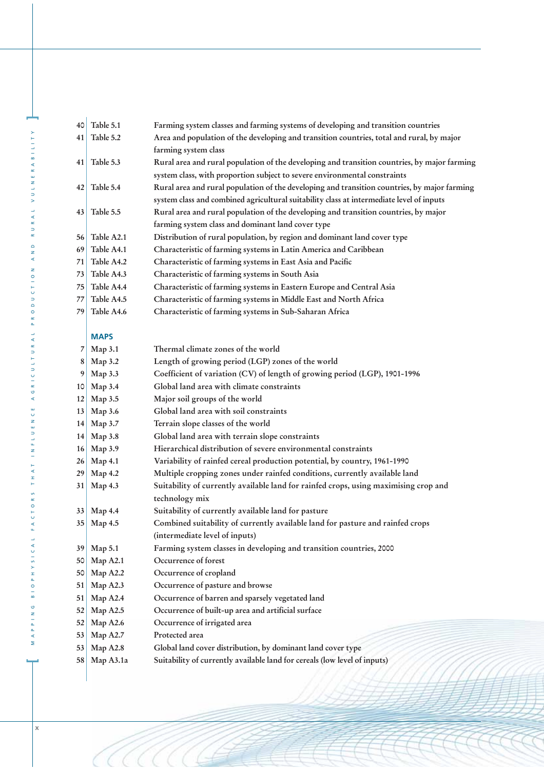| | | |
|---|---|---|
| 40 | Table 5.1 | Farming system classes and farming systems of developing and transition countries |
| 41 | Table 5.2 | Area and population of the developing and transition countries, total and rural, by major farming system class |
| 41 | Table 5.3 | Rural area and rural population of the developing and transition countries, by major farming system class, with proportion subject to severe environmental constraints |
| 42 | Table 5.4 | Rural area and rural population of the developing and transition countries, by major farming system class and combined agricultural suitability class at intermediate level of inputs |
| 43 | Table 5.5 | Rural area and rural population of the developing and transition countries, by major farming system class and dominant land cover type |
| 56 | Table A2.1 | Distribution of rural population, by region and dominant land cover type |
| 69 | Table A4.1 | Characteristic of farming systems in Latin America and Caribbean |
| 71 | Table A4.2 | Characteristic of farming systems in East Asia and Pacific |
| 73 | Table A4.3 | Characteristic of farming systems in South Asia |
| 75 | Table A4.4 | Characteristic of farming systems in Eastern Europe and Central Asia |
| 77 | Table A4.5 | Characteristic of farming systems in Middle East and North Africa |
| 79 | Table A4.6 | Characteristic of farming systems in Sub-Saharan Africa |

## MAPS

| | | |
|---|---|---|
| 7 | Map 3.1 | Thermal climate zones of the world |
| 8 | Map 3.2 | Length of growing period (LGP) zones of the world |
| 9 | Map 3.3 | Coefficient of variation (CV) of length of growing period (LGP), 1901-1996 |
| 10 | Map 3.4 | Global land area with climate constraints |
| 12 | Map 3.5 | Major soil groups of the world |
| 13 | Map 3.6 | Global land area with soil constraints |
| 14 | Map 3.7 | Terrain slope classes of the world |
| 14 | Map 3.8 | Global land area with terrain slope constraints |
| 16 | Map 3.9 | Hierarchical distribution of severe environmental constraints |
| 26 | Map 4.1 | Variability of rainfed cereal production potential, by country, 1961-1990 |
| 29 | Map 4.2 | Multiple cropping zones under rainfed conditions, currently available land |
| 31 | Map 4.3 | Suitability of currently available land for rainfed crops, using maximising crop and technology mix |
| 33 | Map 4.4 | Suitability of currently available land for pasture |
| 35 | Map 4.5 | Combined suitability of currently available land for pasture and rainfed crops (intermediate level of inputs) |
| 39 | Map 5.1 | Farming system classes in developing and transition countries, 2000 |
| 50 | Map A2.1 | Occurrence of forest |
| 50 | Map A2.2 | Occurrence of cropland |
| 51 | Map A2.3 | Occurrence of pasture and browse |
| 51 | Map A2.4 | Occurrence of barren and sparsely vegetated land |
| 52 | Map A2.5 | Occurrence of built-up area and artificial surface |
| 52 | Map A2.6 | Occurrence of irrigated area |
| 53 | Map A2.7 | Protected area |
| 53 | Map A2.8 | Global land cover distribution, by dominant land cover type |
| 58 | Map A3.1a | Suitability of currently available land for cereals (low level of inputs) |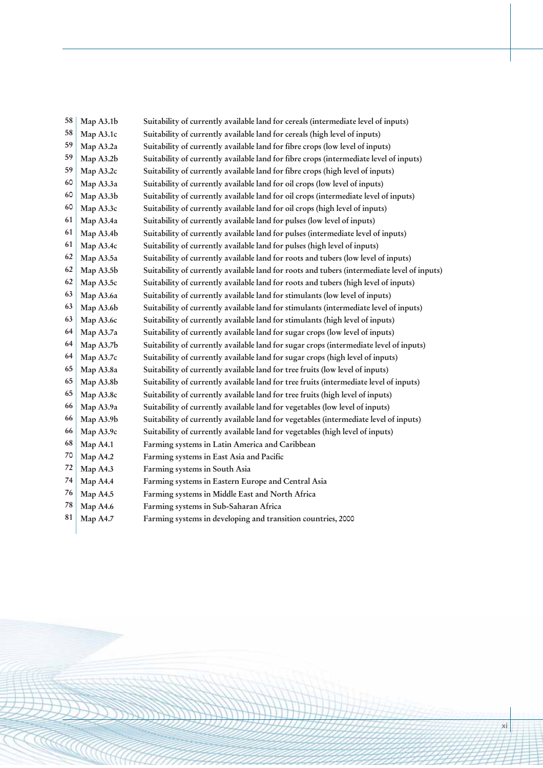| | | |
|---|---|---|
| 58 | Map A3.1b | Suitability of currently available land for cereals (intermediate level of inputs) |
| 58 | Map A3.1c | Suitability of currently available land for cereals (high level of inputs) |
| 59 | Map A3.2a | Suitability of currently available land for fibre crops (low level of inputs) |
| 59 | Map A3.2b | Suitability of currently available land for fibre crops (intermediate level of inputs) |
| 59 | Map A3.2c | Suitability of currently available land for fibre crops (high level of inputs) |
| 60 | Map A3.3a | Suitability of currently available land for oil crops (low level of inputs) |
| 60 | Map A3.3b | Suitability of currently available land for oil crops (intermediate level of inputs) |
| 60 | Map A3.3c | Suitability of currently available land for oil crops (high level of inputs) |
| 61 | Map A3.4a | Suitability of currently available land for pulses (low level of inputs) |
| 61 | Map A3.4b | Suitability of currently available land for pulses (intermediate level of inputs) |
| 61 | Map A3.4c | Suitability of currently available land for pulses (high level of inputs) |
| 62 | Map A3.5a | Suitability of currently available land for roots and tubers (low level of inputs) |
| 62 | Map A3.5b | Suitability of currently available land for roots and tubers (intermediate level of inputs) |
| 62 | Map A3.5c | Suitability of currently available land for roots and tubers (high level of inputs) |
| 63 | Map A3.6a | Suitability of currently available land for stimulants (low level of inputs) |
| 63 | Map A3.6b | Suitability of currently available land for stimulants (intermediate level of inputs) |
| 63 | Map A3.6c | Suitability of currently available land for stimulants (high level of inputs) |
| 64 | Map A3.7a | Suitability of currently available land for sugar crops (low level of inputs) |
| 64 | Map A3.7b | Suitability of currently available land for sugar crops (intermediate level of inputs) |
| 64 | Map A3.7c | Suitability of currently available land for sugar crops (high level of inputs) |
| 65 | Map A3.8a | Suitability of currently available land for tree fruits (low level of inputs) |
| 65 | Map A3.8b | Suitability of currently available land for tree fruits (intermediate level of inputs) |
| 65 | Map A3.8c | Suitability of currently available land for tree fruits (high level of inputs) |
| 66 | Map A3.9a | Suitability of currently available land for vegetables (low level of inputs) |
| 66 | Map A3.9b | Suitability of currently available land for vegetables (intermediate level of inputs) |
| 66 | Map A3.9c | Suitability of currently available land for vegetables (high level of inputs) |
| 68 | Map A4.1 | Farming systems in Latin America and Caribbean |
| 70 | Map A4.2 | Farming systems in East Asia and Pacific |
| 72 | Map A4.3 | Farming systems in South Asia |
| 74 | Map A4.4 | Farming systems in Eastern Europe and Central Asia |
| 76 | Map A4.5 | Farming systems in Middle East and North Africa |
| 78 | Map A4.6 | Farming systems in Sub-Saharan Africa |
| 81 | Map A4.7 | Farming systems in developing and transition countries, 2000 |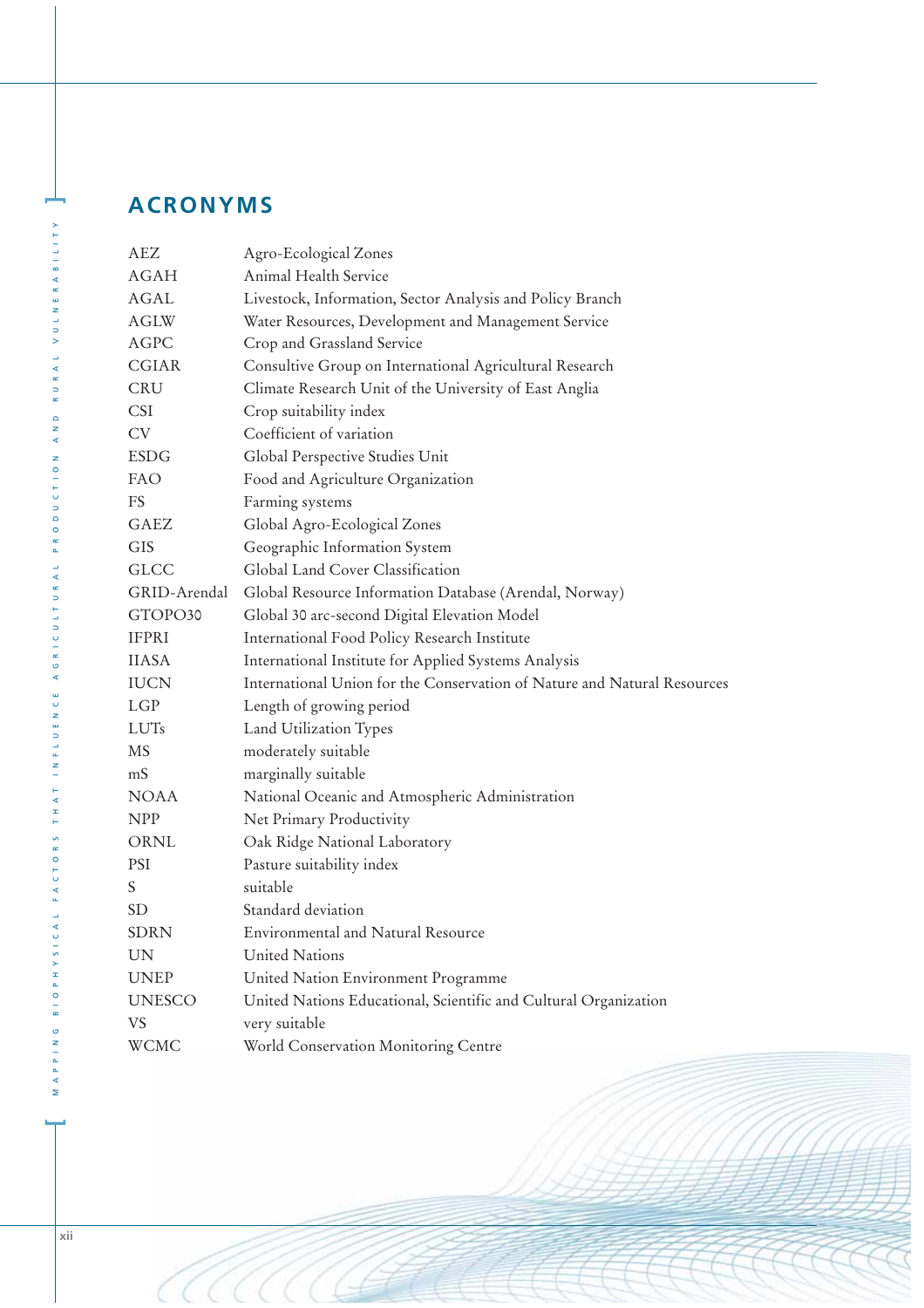## ACRONYMS

| | |
|---|---|
| AEZ | Agro-Ecological Zones |
| AGAH | Animal Health Service |
| AGAL | Livestock, Information, Sector Analysis and Policy Branch |
| AGLW | Water Resources, Development and Management Service |
| AGPC | Crop and Grassland Service |
| CGIAR | Consultive Group on International Agricultural Research |
| CRU | Climate Research Unit of the University of East Anglia |
| CSI | Crop suitability index |
| CV | Coefficient of variation |
| ESDG | Global Perspective Studies Unit |
| FAO | Food and Agriculture Organization |
| FS | Farming systems |
| GAEZ | Global Agro-Ecological Zones |
| GIS | Geographic Information System |
| GLCC | Global Land Cover Classification |
| GRID-Arendal | Global Resource Information Database (Arendal, Norway) |
| GTOPO30 | Global 30 arc-second Digital Elevation Model |
| IFPRI | International Food Policy Research Institute |
| IIASA | International Institute for Applied Systems Analysis |
| IUCN | International Union for the Conservation of Nature and Natural Resources |
| LGP | Length of growing period |
| LUTs | Land Utilization Types |
| MS | moderately suitable |
| mS | marginally suitable |
| NOAA | National Oceanic and Atmospheric Administration |
| NPP | Net Primary Productivity |
| ORNL | Oak Ridge National Laboratory |
| PSI | Pasture suitability index |
| S | suitable |
| SD | Standard deviation |
| SDRN | Environmental and Natural Resource |
| UN | United Nations |
| UNEP | United Nation Environment Programme |
| UNESCO | United Nations Educational, Scientific and Cultural Organization |
| VS | very suitable |
| WCMC | World Conservation Monitoring Centre |